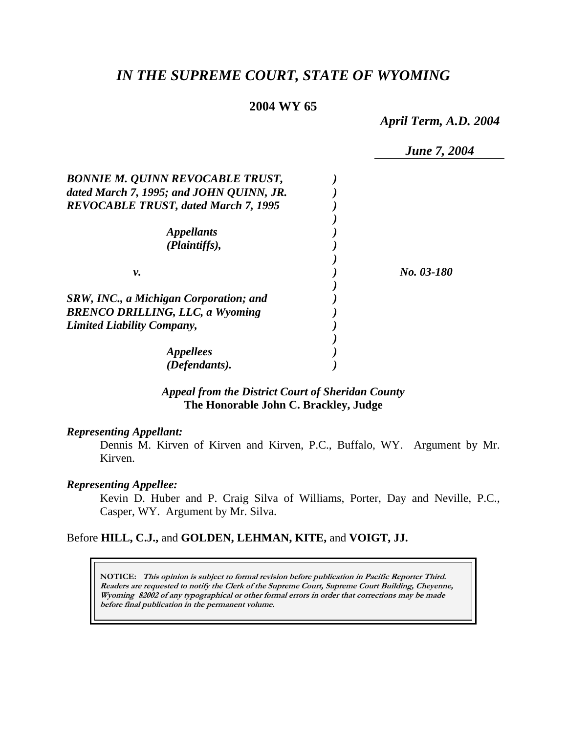# *IN THE SUPREME COURT, STATE OF WYOMING*

**2004 WY 65**

*April Term, A.D. 2004*

*June 7, 2004*

***BONNIE M. QUINN REVOCABLE TRUST, dated March 7, 1995; and JOHN QUINN, JR. REVOCABLE TRUST, dated March 7, 1995***

*Appellants (Plaintiffs),*

*v.*

***SRW, INC., a Michigan Corporation; and BRENCO DRILLING, LLC, a Wyoming Limited Liability Company,***

*Appellees (Defendants).*

*No. 03-180*

***Appeal from the District Court of Sheridan County***
**The Honorable John C. Brackley, Judge**

***Representing Appellant:***

Dennis M. Kirven of Kirven and Kirven, P.C., Buffalo, WY. Argument by Mr. Kirven.

***Representing Appellee:***

Kevin D. Huber and P. Craig Silva of Williams, Porter, Day and Neville, P.C., Casper, WY. Argument by Mr. Silva.

Before **HILL, C.J.,** and **GOLDEN, LEHMAN, KITE,** and **VOIGT, JJ.**

**NOTICE:** ***This opinion is subject to formal revision before publication in Pacific Reporter Third. Readers are requested to notify the Clerk of the Supreme Court, Supreme Court Building, Cheyenne, Wyoming 82002 of any typographical or other formal errors in order that corrections may be made before final publication in the permanent volume.***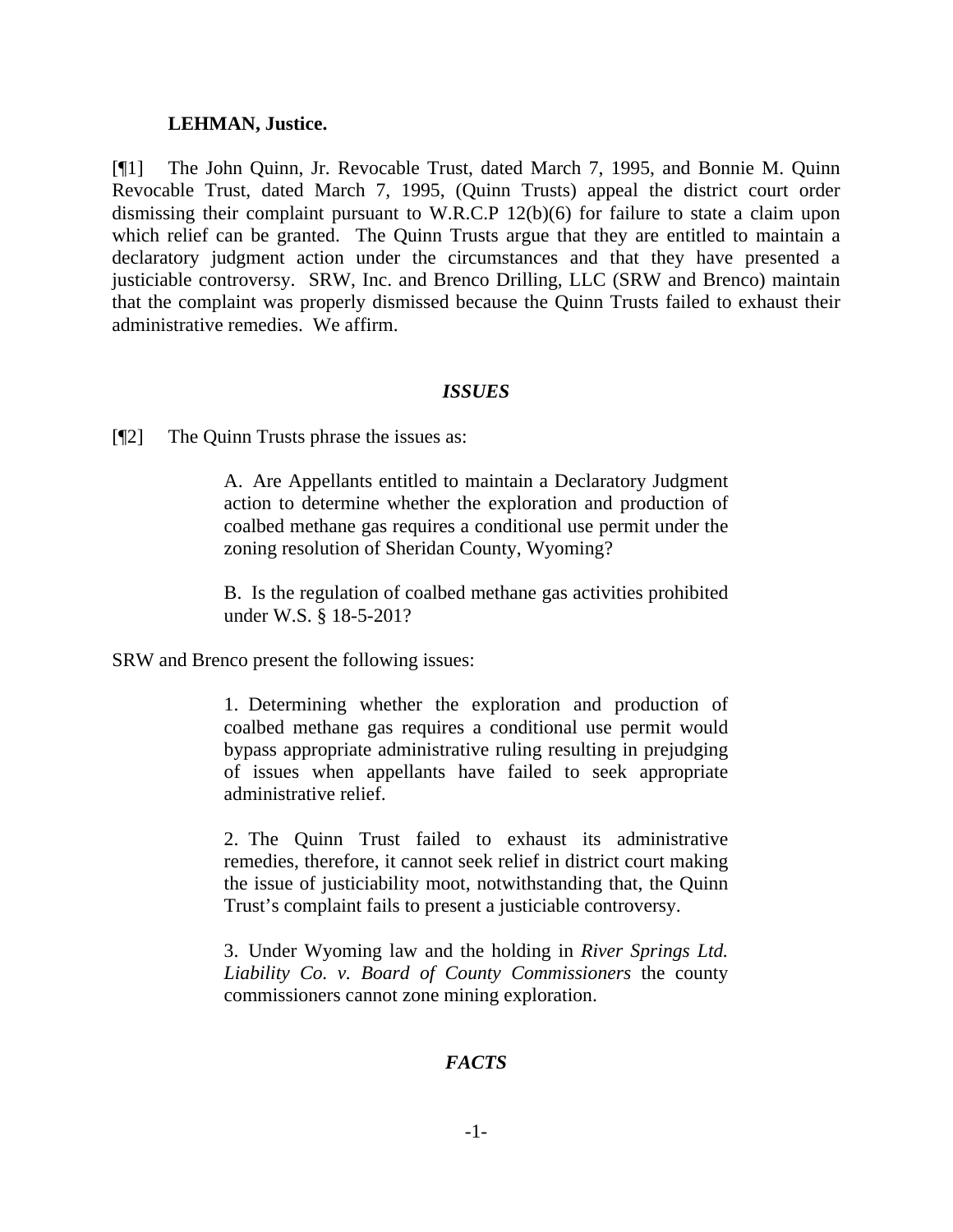**LEHMAN, Justice.**

[¶1] The John Quinn, Jr. Revocable Trust, dated March 7, 1995, and Bonnie M. Quinn Revocable Trust, dated March 7, 1995, (Quinn Trusts) appeal the district court order dismissing their complaint pursuant to W.R.C.P 12(b)(6) for failure to state a claim upon which relief can be granted. The Quinn Trusts argue that they are entitled to maintain a declaratory judgment action under the circumstances and that they have presented a justiciable controversy. SRW, Inc. and Brenco Drilling, LLC (SRW and Brenco) maintain that the complaint was properly dismissed because the Quinn Trusts failed to exhaust their administrative remedies. We affirm.

## *ISSUES*

[¶2] The Quinn Trusts phrase the issues as:

> A. Are Appellants entitled to maintain a Declaratory Judgment action to determine whether the exploration and production of coalbed methane gas requires a conditional use permit under the zoning resolution of Sheridan County, Wyoming?
>
> B. Is the regulation of coalbed methane gas activities prohibited under W.S. § 18-5-201?

SRW and Brenco present the following issues:

> 1. Determining whether the exploration and production of coalbed methane gas requires a conditional use permit would bypass appropriate administrative ruling resulting in prejudging of issues when appellants have failed to seek appropriate administrative relief.
>
> 2. The Quinn Trust failed to exhaust its administrative remedies, therefore, it cannot seek relief in district court making the issue of justiciability moot, notwithstanding that, the Quinn Trust's complaint fails to present a justiciable controversy.
>
> 3. Under Wyoming law and the holding in *River Springs Ltd. Liability Co. v. Board of County Commissioners* the county commissioners cannot zone mining exploration.

## *FACTS*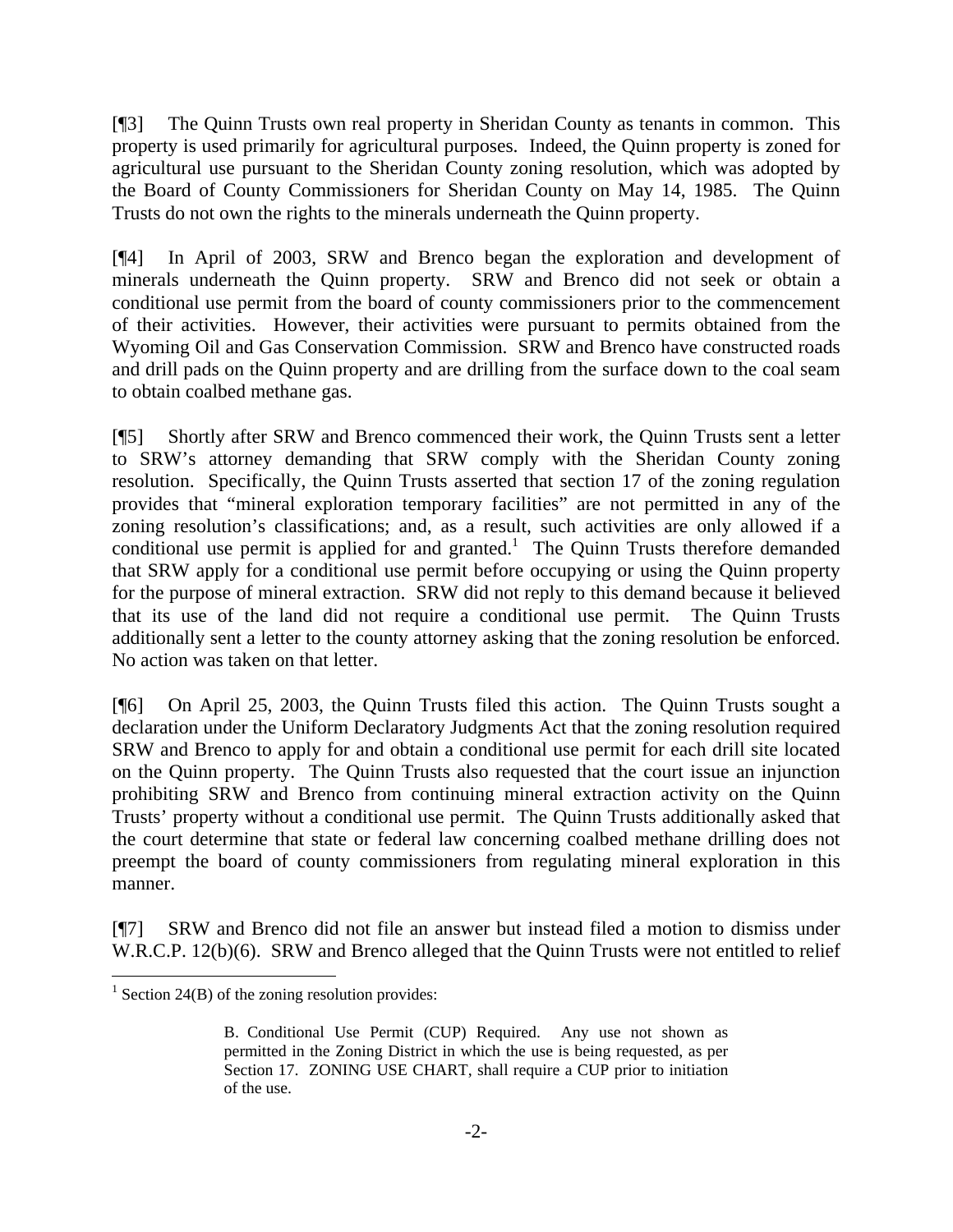[¶3] The Quinn Trusts own real property in Sheridan County as tenants in common. This property is used primarily for agricultural purposes. Indeed, the Quinn property is zoned for agricultural use pursuant to the Sheridan County zoning resolution, which was adopted by the Board of County Commissioners for Sheridan County on May 14, 1985. The Quinn Trusts do not own the rights to the minerals underneath the Quinn property.

[¶4] In April of 2003, SRW and Brenco began the exploration and development of minerals underneath the Quinn property. SRW and Brenco did not seek or obtain a conditional use permit from the board of county commissioners prior to the commencement of their activities. However, their activities were pursuant to permits obtained from the Wyoming Oil and Gas Conservation Commission. SRW and Brenco have constructed roads and drill pads on the Quinn property and are drilling from the surface down to the coal seam to obtain coalbed methane gas.

[¶5] Shortly after SRW and Brenco commenced their work, the Quinn Trusts sent a letter to SRW's attorney demanding that SRW comply with the Sheridan County zoning resolution. Specifically, the Quinn Trusts asserted that section 17 of the zoning regulation provides that "mineral exploration temporary facilities" are not permitted in any of the zoning resolution's classifications; and, as a result, such activities are only allowed if a conditional use permit is applied for and granted.[1] The Quinn Trusts therefore demanded that SRW apply for a conditional use permit before occupying or using the Quinn property for the purpose of mineral extraction. SRW did not reply to this demand because it believed that its use of the land did not require a conditional use permit. The Quinn Trusts additionally sent a letter to the county attorney asking that the zoning resolution be enforced. No action was taken on that letter.

[¶6] On April 25, 2003, the Quinn Trusts filed this action. The Quinn Trusts sought a declaration under the Uniform Declaratory Judgments Act that the zoning resolution required SRW and Brenco to apply for and obtain a conditional use permit for each drill site located on the Quinn property. The Quinn Trusts also requested that the court issue an injunction prohibiting SRW and Brenco from continuing mineral extraction activity on the Quinn Trusts' property without a conditional use permit. The Quinn Trusts additionally asked that the court determine that state or federal law concerning coalbed methane drilling does not preempt the board of county commissioners from regulating mineral exploration in this manner.

[¶7] SRW and Brenco did not file an answer but instead filed a motion to dismiss under W.R.C.P. 12(b)(6). SRW and Brenco alleged that the Quinn Trusts were not entitled to relief

---

[1] Section 24(B) of the zoning resolution provides:

> B. Conditional Use Permit (CUP) Required. Any use not shown as permitted in the Zoning District in which the use is being requested, as per Section 17. ZONING USE CHART, shall require a CUP prior to initiation of the use.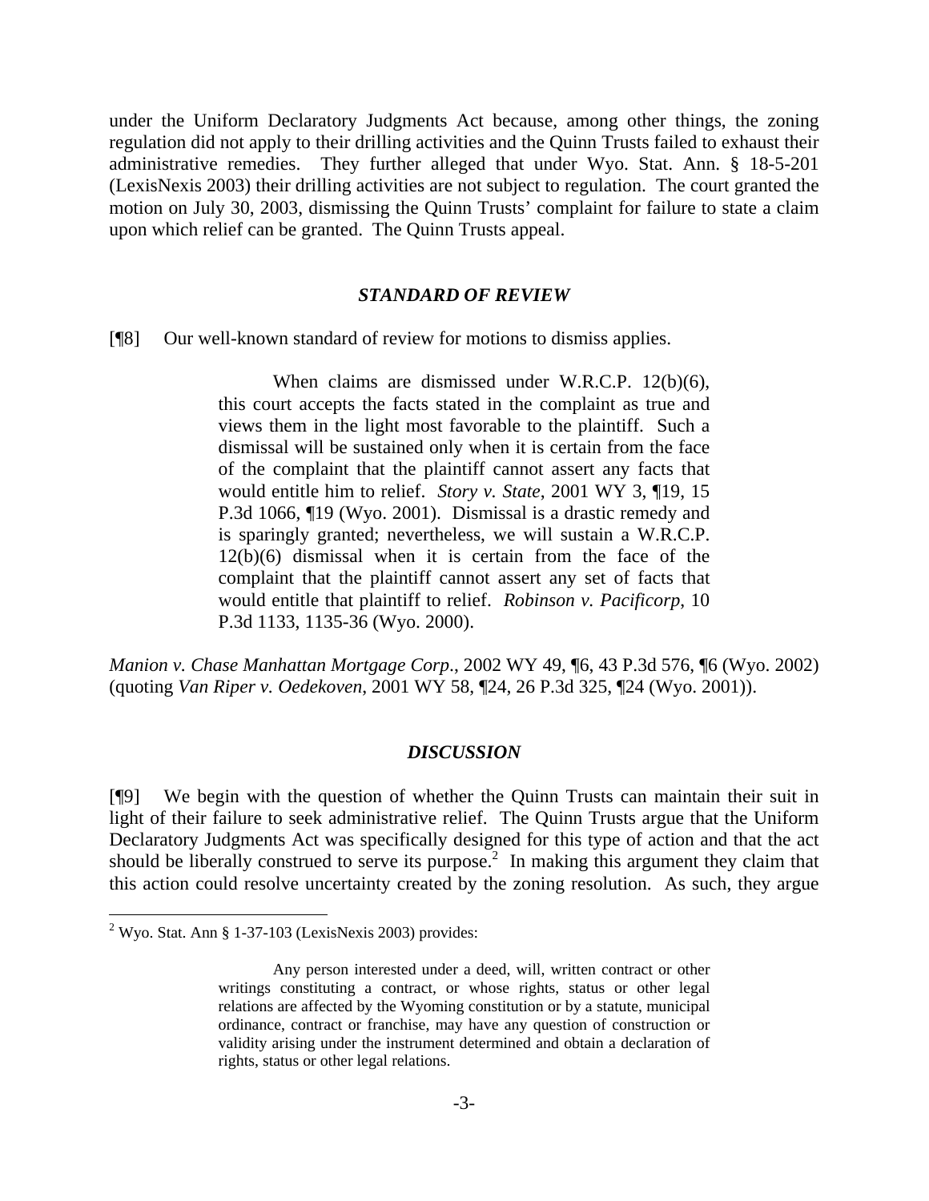under the Uniform Declaratory Judgments Act because, among other things, the zoning regulation did not apply to their drilling activities and the Quinn Trusts failed to exhaust their administrative remedies. They further alleged that under Wyo. Stat. Ann. § 18-5-201 (LexisNexis 2003) their drilling activities are not subject to regulation. The court granted the motion on July 30, 2003, dismissing the Quinn Trusts' complaint for failure to state a claim upon which relief can be granted. The Quinn Trusts appeal.

### *STANDARD OF REVIEW*

[¶8] Our well-known standard of review for motions to dismiss applies.

> When claims are dismissed under W.R.C.P. 12(b)(6), this court accepts the facts stated in the complaint as true and views them in the light most favorable to the plaintiff. Such a dismissal will be sustained only when it is certain from the face of the complaint that the plaintiff cannot assert any facts that would entitle him to relief. *Story v. State*, 2001 WY 3, ¶19, 15 P.3d 1066, ¶19 (Wyo. 2001). Dismissal is a drastic remedy and is sparingly granted; nevertheless, we will sustain a W.R.C.P. 12(b)(6) dismissal when it is certain from the face of the complaint that the plaintiff cannot assert any set of facts that would entitle that plaintiff to relief. *Robinson v. Pacificorp*, 10 P.3d 1133, 1135-36 (Wyo. 2000).

*Manion v. Chase Manhattan Mortgage Corp*., 2002 WY 49, ¶6, 43 P.3d 576, ¶6 (Wyo. 2002) (quoting *Van Riper v. Oedekoven*, 2001 WY 58, ¶24, 26 P.3d 325, ¶24 (Wyo. 2001)).

### *DISCUSSION*

[¶9] We begin with the question of whether the Quinn Trusts can maintain their suit in light of their failure to seek administrative relief. The Quinn Trusts argue that the Uniform Declaratory Judgments Act was specifically designed for this type of action and that the act should be liberally construed to serve its purpose.[2] In making this argument they claim that this action could resolve uncertainty created by the zoning resolution. As such, they argue

---

[2] Wyo. Stat. Ann § 1-37-103 (LexisNexis 2003) provides:

> Any person interested under a deed, will, written contract or other writings constituting a contract, or whose rights, status or other legal relations are affected by the Wyoming constitution or by a statute, municipal ordinance, contract or franchise, may have any question of construction or validity arising under the instrument determined and obtain a declaration of rights, status or other legal relations.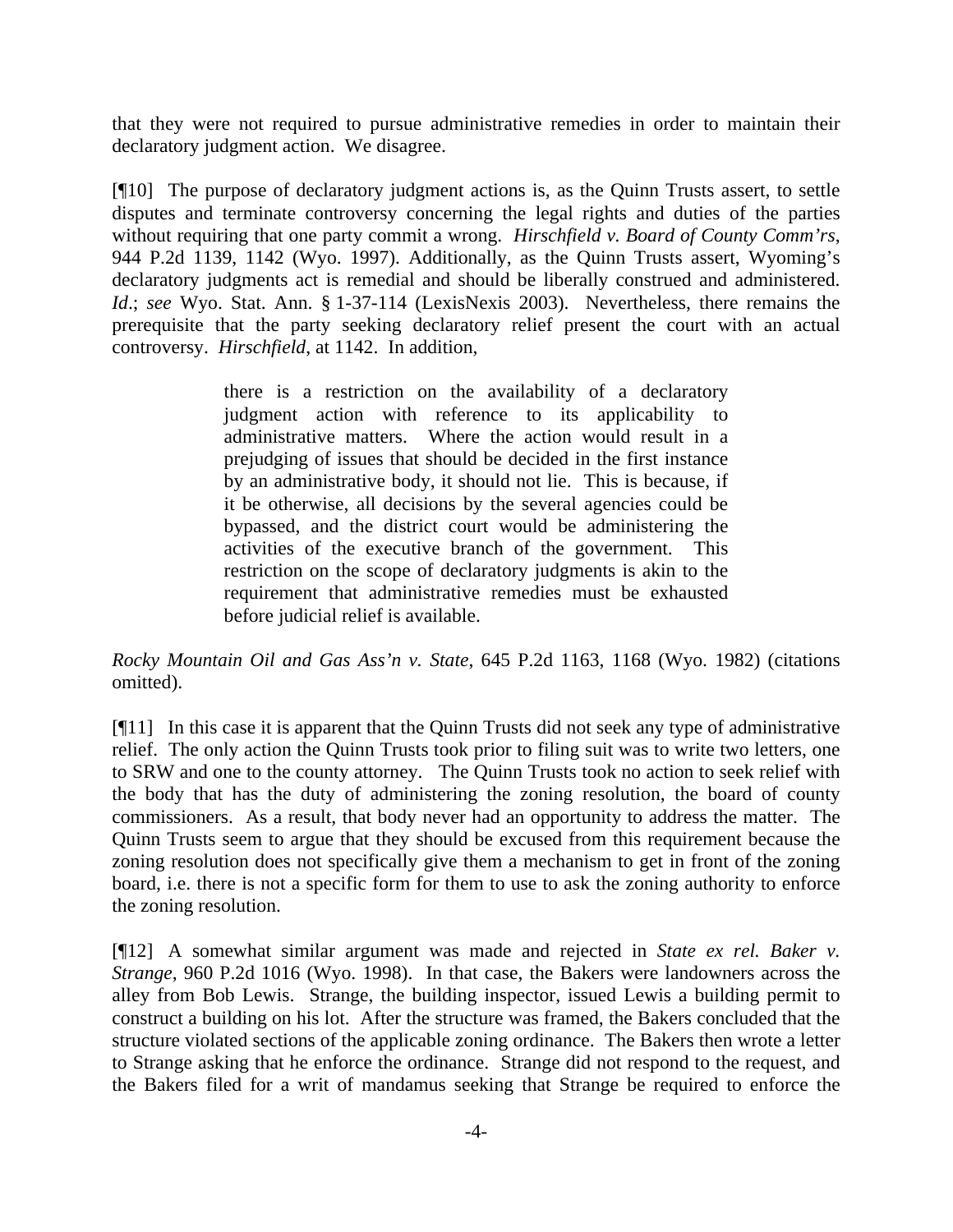that they were not required to pursue administrative remedies in order to maintain their declaratory judgment action. We disagree.

[¶10] The purpose of declaratory judgment actions is, as the Quinn Trusts assert, to settle disputes and terminate controversy concerning the legal rights and duties of the parties without requiring that one party commit a wrong. *Hirschfield v. Board of County Comm'rs*, 944 P.2d 1139, 1142 (Wyo. 1997). Additionally, as the Quinn Trusts assert, Wyoming's declaratory judgments act is remedial and should be liberally construed and administered. *Id*.; *see* Wyo. Stat. Ann. § 1-37-114 (LexisNexis 2003). Nevertheless, there remains the prerequisite that the party seeking declaratory relief present the court with an actual controversy. *Hirschfield*, at 1142. In addition,

> there is a restriction on the availability of a declaratory judgment action with reference to its applicability to administrative matters. Where the action would result in a prejudging of issues that should be decided in the first instance by an administrative body, it should not lie. This is because, if it be otherwise, all decisions by the several agencies could be bypassed, and the district court would be administering the activities of the executive branch of the government. This restriction on the scope of declaratory judgments is akin to the requirement that administrative remedies must be exhausted before judicial relief is available.

*Rocky Mountain Oil and Gas Ass'n v. State*, 645 P.2d 1163, 1168 (Wyo. 1982) (citations omitted).

[¶11] In this case it is apparent that the Quinn Trusts did not seek any type of administrative relief. The only action the Quinn Trusts took prior to filing suit was to write two letters, one to SRW and one to the county attorney. The Quinn Trusts took no action to seek relief with the body that has the duty of administering the zoning resolution, the board of county commissioners. As a result, that body never had an opportunity to address the matter. The Quinn Trusts seem to argue that they should be excused from this requirement because the zoning resolution does not specifically give them a mechanism to get in front of the zoning board, i.e. there is not a specific form for them to use to ask the zoning authority to enforce the zoning resolution.

[¶12] A somewhat similar argument was made and rejected in *State ex rel. Baker v. Strange*, 960 P.2d 1016 (Wyo. 1998). In that case, the Bakers were landowners across the alley from Bob Lewis. Strange, the building inspector, issued Lewis a building permit to construct a building on his lot. After the structure was framed, the Bakers concluded that the structure violated sections of the applicable zoning ordinance. The Bakers then wrote a letter to Strange asking that he enforce the ordinance. Strange did not respond to the request, and the Bakers filed for a writ of mandamus seeking that Strange be required to enforce the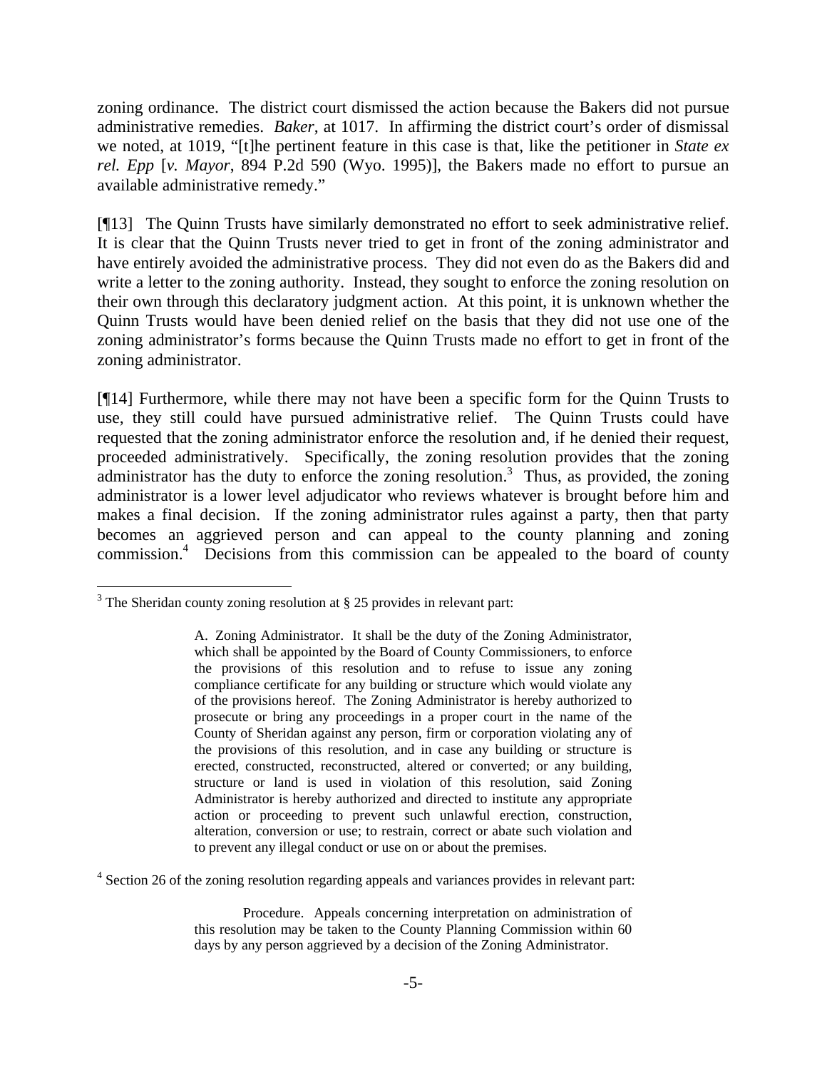zoning ordinance. The district court dismissed the action because the Bakers did not pursue administrative remedies. *Baker*, at 1017. In affirming the district court's order of dismissal we noted, at 1019, "[t]he pertinent feature in this case is that, like the petitioner in *State ex rel. Epp* [*v. Mayor*, 894 P.2d 590 (Wyo. 1995)], the Bakers made no effort to pursue an available administrative remedy."

[¶13] The Quinn Trusts have similarly demonstrated no effort to seek administrative relief. It is clear that the Quinn Trusts never tried to get in front of the zoning administrator and have entirely avoided the administrative process. They did not even do as the Bakers did and write a letter to the zoning authority. Instead, they sought to enforce the zoning resolution on their own through this declaratory judgment action. At this point, it is unknown whether the Quinn Trusts would have been denied relief on the basis that they did not use one of the zoning administrator's forms because the Quinn Trusts made no effort to get in front of the zoning administrator.

[¶14] Furthermore, while there may not have been a specific form for the Quinn Trusts to use, they still could have pursued administrative relief. The Quinn Trusts could have requested that the zoning administrator enforce the resolution and, if he denied their request, proceeded administratively. Specifically, the zoning resolution provides that the zoning administrator has the duty to enforce the zoning resolution.[3] Thus, as provided, the zoning administrator is a lower level adjudicator who reviews whatever is brought before him and makes a final decision. If the zoning administrator rules against a party, then that party becomes an aggrieved person and can appeal to the county planning and zoning commission.[4] Decisions from this commission can be appealed to the board of county

---

[3] The Sheridan county zoning resolution at § 25 provides in relevant part:

> A. Zoning Administrator. It shall be the duty of the Zoning Administrator, which shall be appointed by the Board of County Commissioners, to enforce the provisions of this resolution and to refuse to issue any zoning compliance certificate for any building or structure which would violate any of the provisions hereof. The Zoning Administrator is hereby authorized to prosecute or bring any proceedings in a proper court in the name of the County of Sheridan against any person, firm or corporation violating any of the provisions of this resolution, and in case any building or structure is erected, constructed, reconstructed, altered or converted; or any building, structure or land is used in violation of this resolution, said Zoning Administrator is hereby authorized and directed to institute any appropriate action or proceeding to prevent such unlawful erection, construction, alteration, conversion or use; to restrain, correct or abate such violation and to prevent any illegal conduct or use on or about the premises.

[4] Section 26 of the zoning resolution regarding appeals and variances provides in relevant part:

> Procedure. Appeals concerning interpretation on administration of this resolution may be taken to the County Planning Commission within 60 days by any person aggrieved by a decision of the Zoning Administrator.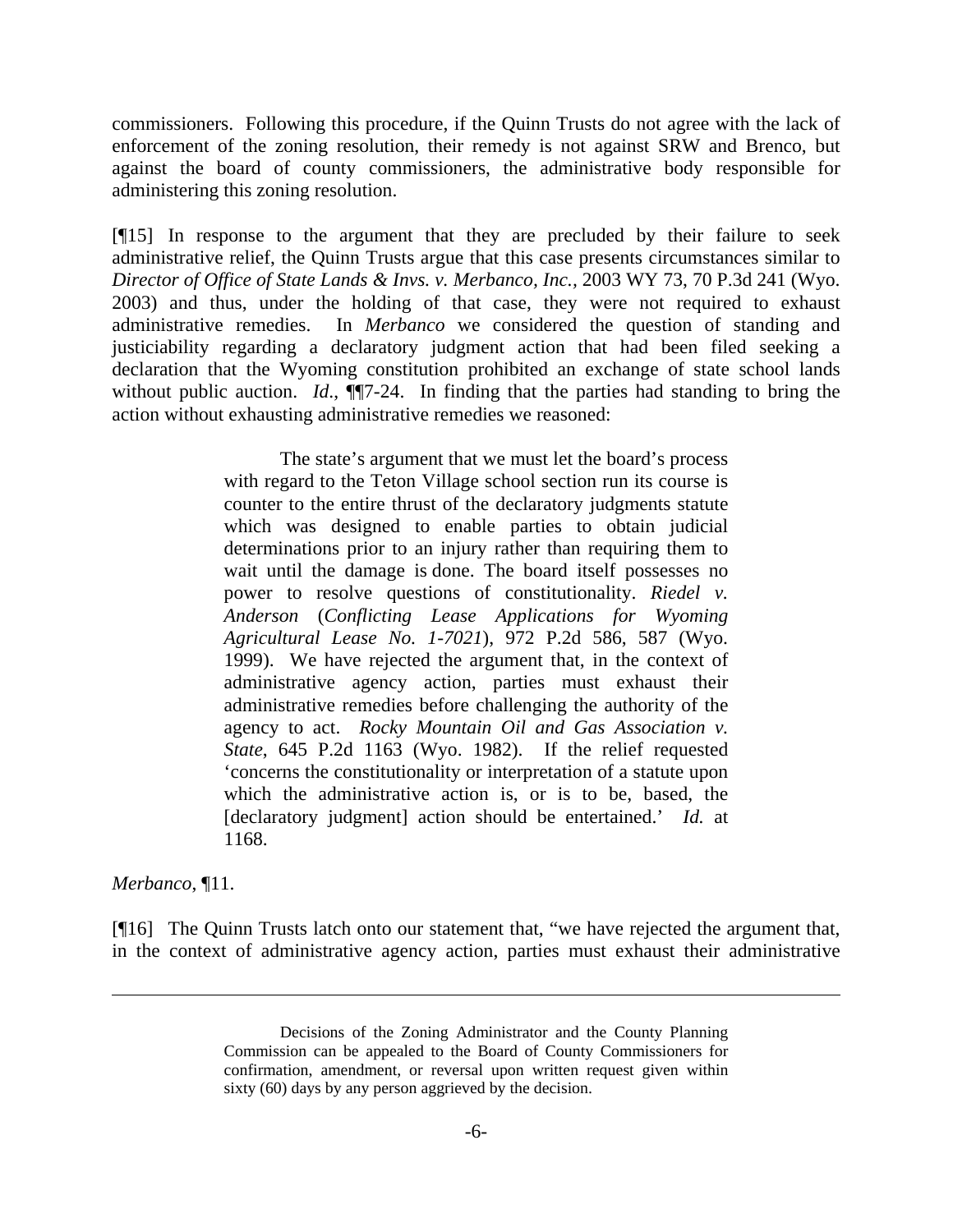commissioners. Following this procedure, if the Quinn Trusts do not agree with the lack of enforcement of the zoning resolution, their remedy is not against SRW and Brenco, but against the board of county commissioners, the administrative body responsible for administering this zoning resolution.

[¶15] In response to the argument that they are precluded by their failure to seek administrative relief, the Quinn Trusts argue that this case presents circumstances similar to *Director of Office of State Lands & Invs. v. Merbanco, Inc.*, 2003 WY 73, 70 P.3d 241 (Wyo. 2003) and thus, under the holding of that case, they were not required to exhaust administrative remedies. In *Merbanco* we considered the question of standing and justiciability regarding a declaratory judgment action that had been filed seeking a declaration that the Wyoming constitution prohibited an exchange of state school lands without public auction. *Id*., ¶¶7-24. In finding that the parties had standing to bring the action without exhausting administrative remedies we reasoned:

> The state's argument that we must let the board's process with regard to the Teton Village school section run its course is counter to the entire thrust of the declaratory judgments statute which was designed to enable parties to obtain judicial determinations prior to an injury rather than requiring them to wait until the damage is done. The board itself possesses no power to resolve questions of constitutionality. *Riedel v. Anderson* (*Conflicting Lease Applications for Wyoming Agricultural Lease No. 1-7021*), 972 P.2d 586, 587 (Wyo. 1999). We have rejected the argument that, in the context of administrative agency action, parties must exhaust their administrative remedies before challenging the authority of the agency to act. *Rocky Mountain Oil and Gas Association v. State*, 645 P.2d 1163 (Wyo. 1982). If the relief requested 'concerns the constitutionality or interpretation of a statute upon which the administrative action is, or is to be, based, the [declaratory judgment] action should be entertained.' *Id.* at 1168.

*Merbanco*, ¶11.

[¶16] The Quinn Trusts latch onto our statement that, "we have rejected the argument that, in the context of administrative agency action, parties must exhaust their administrative

---

> Decisions of the Zoning Administrator and the County Planning Commission can be appealed to the Board of County Commissioners for confirmation, amendment, or reversal upon written request given within sixty (60) days by any person aggrieved by the decision.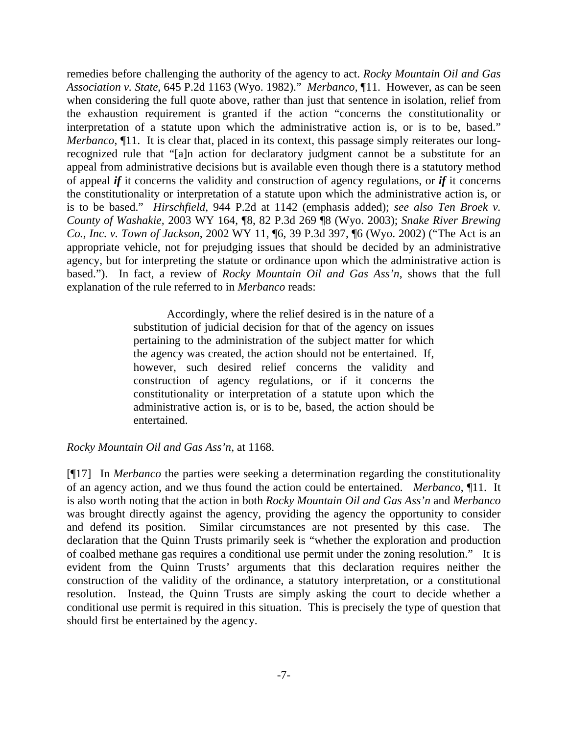remedies before challenging the authority of the agency to act. *Rocky Mountain Oil and Gas Association v. State*, 645 P.2d 1163 (Wyo. 1982)." *Merbanco*, ¶11. However, as can be seen when considering the full quote above, rather than just that sentence in isolation, relief from the exhaustion requirement is granted if the action "concerns the constitutionality or interpretation of a statute upon which the administrative action is, or is to be, based." *Merbanco*, ¶11. It is clear that, placed in its context, this passage simply reiterates our long-recognized rule that "[a]n action for declaratory judgment cannot be a substitute for an appeal from administrative decisions but is available even though there is a statutory method of appeal ***if*** it concerns the validity and construction of agency regulations, or ***if*** it concerns the constitutionality or interpretation of a statute upon which the administrative action is, or is to be based." *Hirschfield*, 944 P.2d at 1142 (emphasis added); *see also Ten Broek v. County of Washakie*, 2003 WY 164, ¶8, 82 P.3d 269 ¶8 (Wyo. 2003); *Snake River Brewing Co., Inc. v. Town of Jackson*, 2002 WY 11, ¶6, 39 P.3d 397, ¶6 (Wyo. 2002) ("The Act is an appropriate vehicle, not for prejudging issues that should be decided by an administrative agency, but for interpreting the statute or ordinance upon which the administrative action is based."). In fact, a review of *Rocky Mountain Oil and Gas Ass'n*, shows that the full explanation of the rule referred to in *Merbanco* reads:

> Accordingly, where the relief desired is in the nature of a substitution of judicial decision for that of the agency on issues pertaining to the administration of the subject matter for which the agency was created, the action should not be entertained. If, however, such desired relief concerns the validity and construction of agency regulations, or if it concerns the constitutionality or interpretation of a statute upon which the administrative action is, or is to be, based, the action should be entertained.

*Rocky Mountain Oil and Gas Ass'n*, at 1168.

[¶17] In *Merbanco* the parties were seeking a determination regarding the constitutionality of an agency action, and we thus found the action could be entertained. *Merbanco*, ¶11. It is also worth noting that the action in both *Rocky Mountain Oil and Gas Ass'n* and *Merbanco* was brought directly against the agency, providing the agency the opportunity to consider and defend its position. Similar circumstances are not presented by this case. The declaration that the Quinn Trusts primarily seek is "whether the exploration and production of coalbed methane gas requires a conditional use permit under the zoning resolution." It is evident from the Quinn Trusts' arguments that this declaration requires neither the construction of the validity of the ordinance, a statutory interpretation, or a constitutional resolution. Instead, the Quinn Trusts are simply asking the court to decide whether a conditional use permit is required in this situation. This is precisely the type of question that should first be entertained by the agency.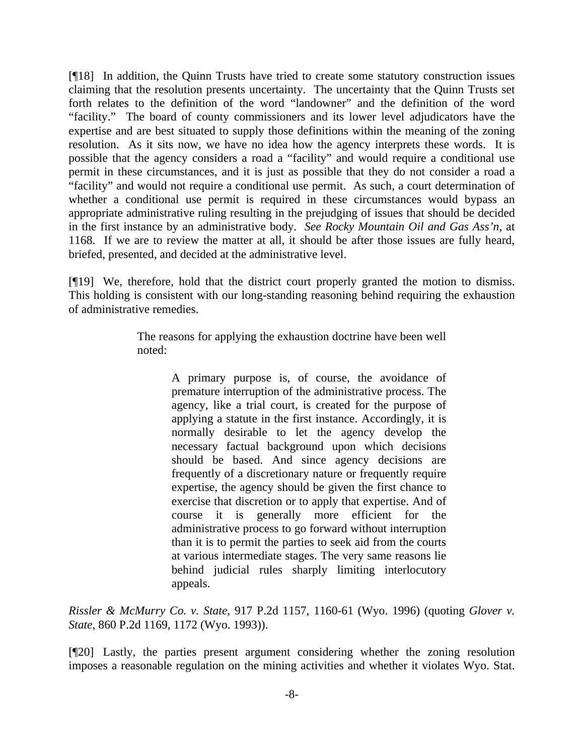[¶18] In addition, the Quinn Trusts have tried to create some statutory construction issues claiming that the resolution presents uncertainty. The uncertainty that the Quinn Trusts set forth relates to the definition of the word "landowner" and the definition of the word "facility." The board of county commissioners and its lower level adjudicators have the expertise and are best situated to supply those definitions within the meaning of the zoning resolution. As it sits now, we have no idea how the agency interprets these words. It is possible that the agency considers a road a "facility" and would require a conditional use permit in these circumstances, and it is just as possible that they do not consider a road a "facility" and would not require a conditional use permit. As such, a court determination of whether a conditional use permit is required in these circumstances would bypass an appropriate administrative ruling resulting in the prejudging of issues that should be decided in the first instance by an administrative body. *See Rocky Mountain Oil and Gas Ass'n*, at 1168. If we are to review the matter at all, it should be after those issues are fully heard, briefed, presented, and decided at the administrative level.

[¶19] We, therefore, hold that the district court properly granted the motion to dismiss. This holding is consistent with our long-standing reasoning behind requiring the exhaustion of administrative remedies.

> The reasons for applying the exhaustion doctrine have been well noted:
>
> > A primary purpose is, of course, the avoidance of premature interruption of the administrative process. The agency, like a trial court, is created for the purpose of applying a statute in the first instance. Accordingly, it is normally desirable to let the agency develop the necessary factual background upon which decisions should be based. And since agency decisions are frequently of a discretionary nature or frequently require expertise, the agency should be given the first chance to exercise that discretion or to apply that expertise. And of course it is generally more efficient for the administrative process to go forward without interruption than it is to permit the parties to seek aid from the courts at various intermediate stages. The very same reasons lie behind judicial rules sharply limiting interlocutory appeals.

*Rissler & McMurry Co. v. State*, 917 P.2d 1157, 1160-61 (Wyo. 1996) (quoting *Glover v. State*, 860 P.2d 1169, 1172 (Wyo. 1993)).

[¶20] Lastly, the parties present argument considering whether the zoning resolution imposes a reasonable regulation on the mining activities and whether it violates Wyo. Stat.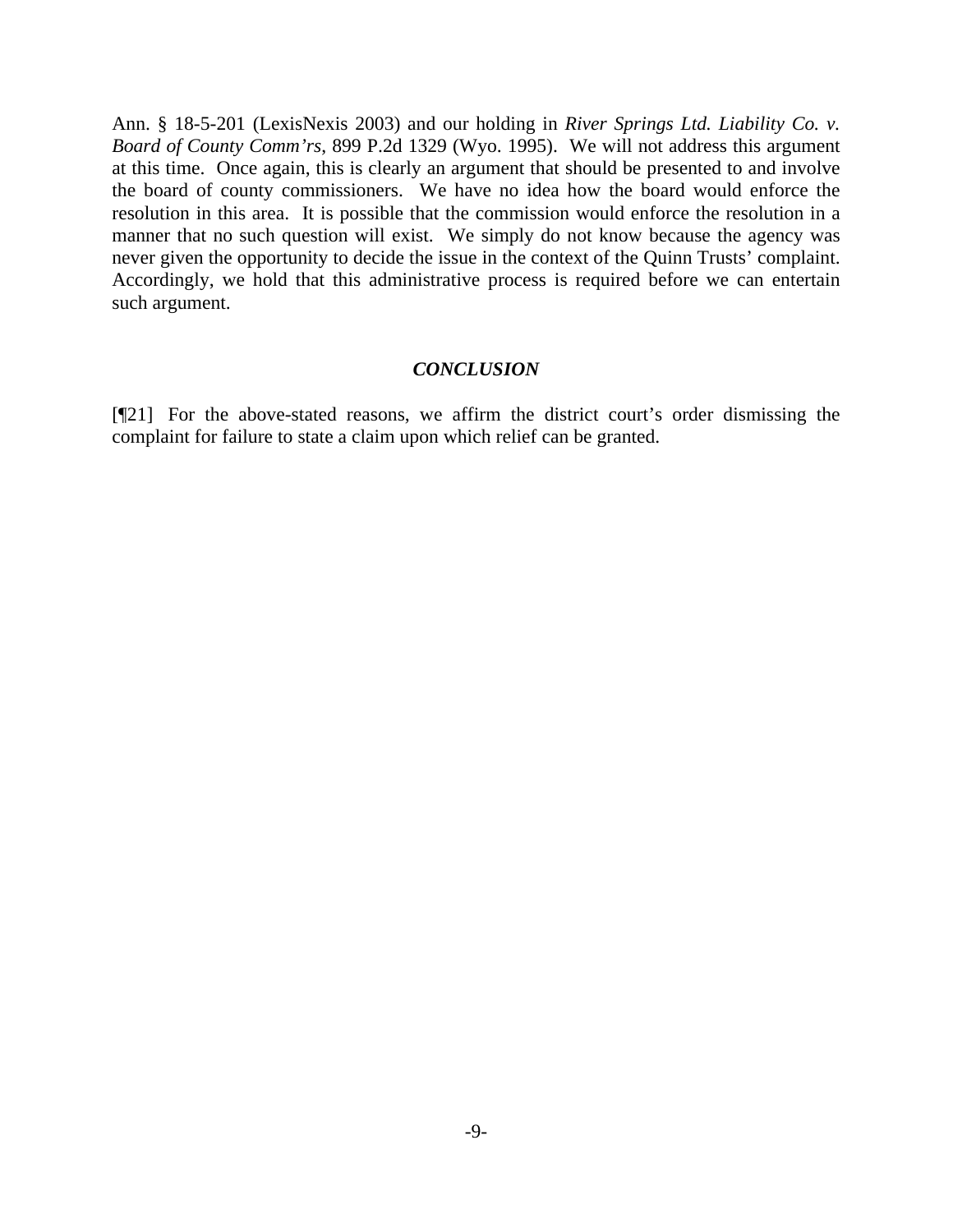Ann. § 18-5-201 (LexisNexis 2003) and our holding in *River Springs Ltd. Liability Co. v. Board of County Comm'rs*, 899 P.2d 1329 (Wyo. 1995). We will not address this argument at this time. Once again, this is clearly an argument that should be presented to and involve the board of county commissioners. We have no idea how the board would enforce the resolution in this area. It is possible that the commission would enforce the resolution in a manner that no such question will exist. We simply do not know because the agency was never given the opportunity to decide the issue in the context of the Quinn Trusts' complaint. Accordingly, we hold that this administrative process is required before we can entertain such argument.

## ***CONCLUSION***

[¶21] For the above-stated reasons, we affirm the district court's order dismissing the complaint for failure to state a claim upon which relief can be granted.